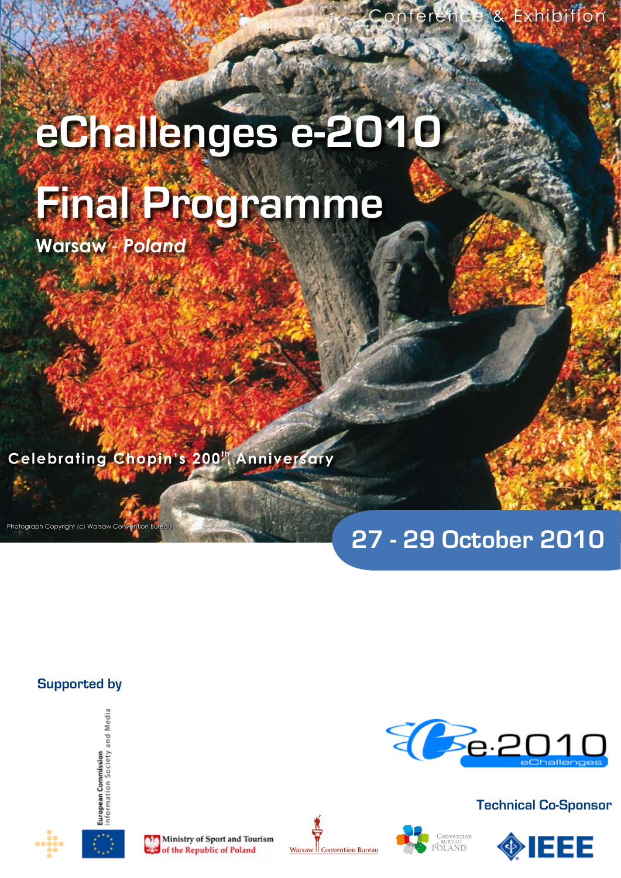Conference & Exhibition

# eChallenges e-2010

# Final Programme

**Warsaw - *Poland***

**Celebrating Chopin's 200th Anniversary**

Photograph Copyright (c) Warsaw Convention Bureau

## 27 - 29 October 2010

**Supported by**

European Commission Information Society and Media

Ministry of Sport and Tourism of the Republic of Poland

Warsaw Convention Bureau

Convention Bureau of Poland

e-2010 eChallenges

**Technical Co-Sponsor**

IEEE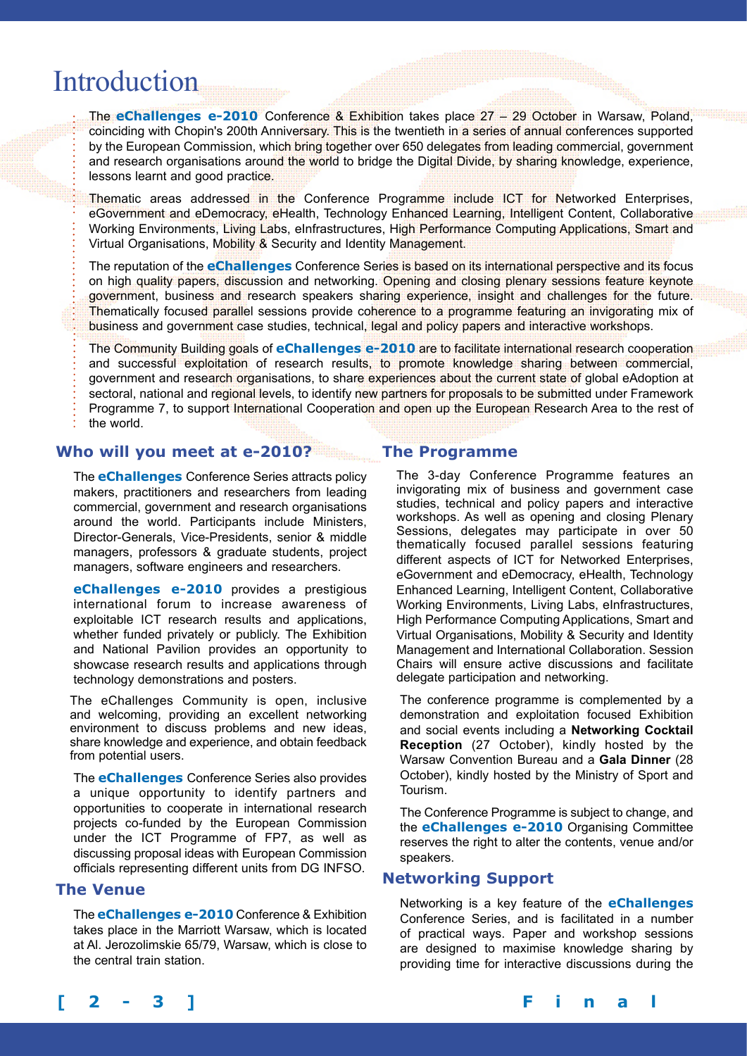# Introduction

The **eChallenges e-2010** Conference & Exhibition takes place 27 – 29 October in Warsaw, Poland, coinciding with Chopin's 200th Anniversary. This is the twentieth in a series of annual conferences supported by the European Commission, which bring together over 650 delegates from leading commercial, government and research organisations around the world to bridge the Digital Divide, by sharing knowledge, experience, lessons learnt and good practice.

Thematic areas addressed in the Conference Programme include ICT for Networked Enterprises, eGovernment and eDemocracy, eHealth, Technology Enhanced Learning, Intelligent Content, Collaborative Working Environments, Living Labs, eInfrastructures, High Performance Computing Applications, Smart and Virtual Organisations, Mobility & Security and Identity Management.

The reputation of the **eChallenges** Conference Series is based on its international perspective and its focus on high quality papers, discussion and networking. Opening and closing plenary sessions feature keynote government, business and research speakers sharing experience, insight and challenges for the future. Thematically focused parallel sessions provide coherence to a programme featuring an invigorating mix of business and government case studies, technical, legal and policy papers and interactive workshops.

The Community Building goals of **eChallenges e-2010** are to facilitate international research cooperation and successful exploitation of research results, to promote knowledge sharing between commercial, government and research organisations, to share experiences about the current state of global eAdoption at sectoral, national and regional levels, to identify new partners for proposals to be submitted under Framework Programme 7, to support International Cooperation and open up the European Research Area to the rest of the world.

## Who will you meet at e-2010?

The **eChallenges** Conference Series attracts policy makers, practitioners and researchers from leading commercial, government and research organisations around the world. Participants include Ministers, Director-Generals, Vice-Presidents, senior & middle managers, professors & graduate students, project managers, software engineers and researchers.

**eChallenges e-2010** provides a prestigious international forum to increase awareness of exploitable ICT research results and applications, whether funded privately or publicly. The Exhibition and National Pavilion provides an opportunity to showcase research results and applications through technology demonstrations and posters.

The eChallenges Community is open, inclusive and welcoming, providing an excellent networking environment to discuss problems and new ideas, share knowledge and experience, and obtain feedback from potential users.

The **eChallenges** Conference Series also provides a unique opportunity to identify partners and opportunities to cooperate in international research projects co-funded by the European Commission under the ICT Programme of FP7, as well as discussing proposal ideas with European Commission officials representing different units from DG INFSO.

## The Venue

The **eChallenges e-2010** Conference & Exhibition takes place in the Marriott Warsaw, which is located at Al. Jerozolimskie 65/79, Warsaw, which is close to the central train station.

## The Programme

The 3-day Conference Programme features an invigorating mix of business and government case studies, technical and policy papers and interactive workshops. As well as opening and closing Plenary Sessions, delegates may participate in over 50 thematically focused parallel sessions featuring different aspects of ICT for Networked Enterprises, eGovernment and eDemocracy, eHealth, Technology Enhanced Learning, Intelligent Content, Collaborative Working Environments, Living Labs, eInfrastructures, High Performance Computing Applications, Smart and Virtual Organisations, Mobility & Security and Identity Management and International Collaboration. Session Chairs will ensure active discussions and facilitate delegate participation and networking.

The conference programme is complemented by a demonstration and exploitation focused Exhibition and social events including a **Networking Cocktail Reception** (27 October), kindly hosted by the Warsaw Convention Bureau and a **Gala Dinner** (28 October), kindly hosted by the Ministry of Sport and Tourism.

The Conference Programme is subject to change, and the **eChallenges e-2010** Organising Committee reserves the right to alter the contents, venue and/or speakers.

## Networking Support

Networking is a key feature of the **eChallenges** Conference Series, and is facilitated in a number of practical ways. Paper and workshop sessions are designed to maximise knowledge sharing by providing time for interactive discussions during the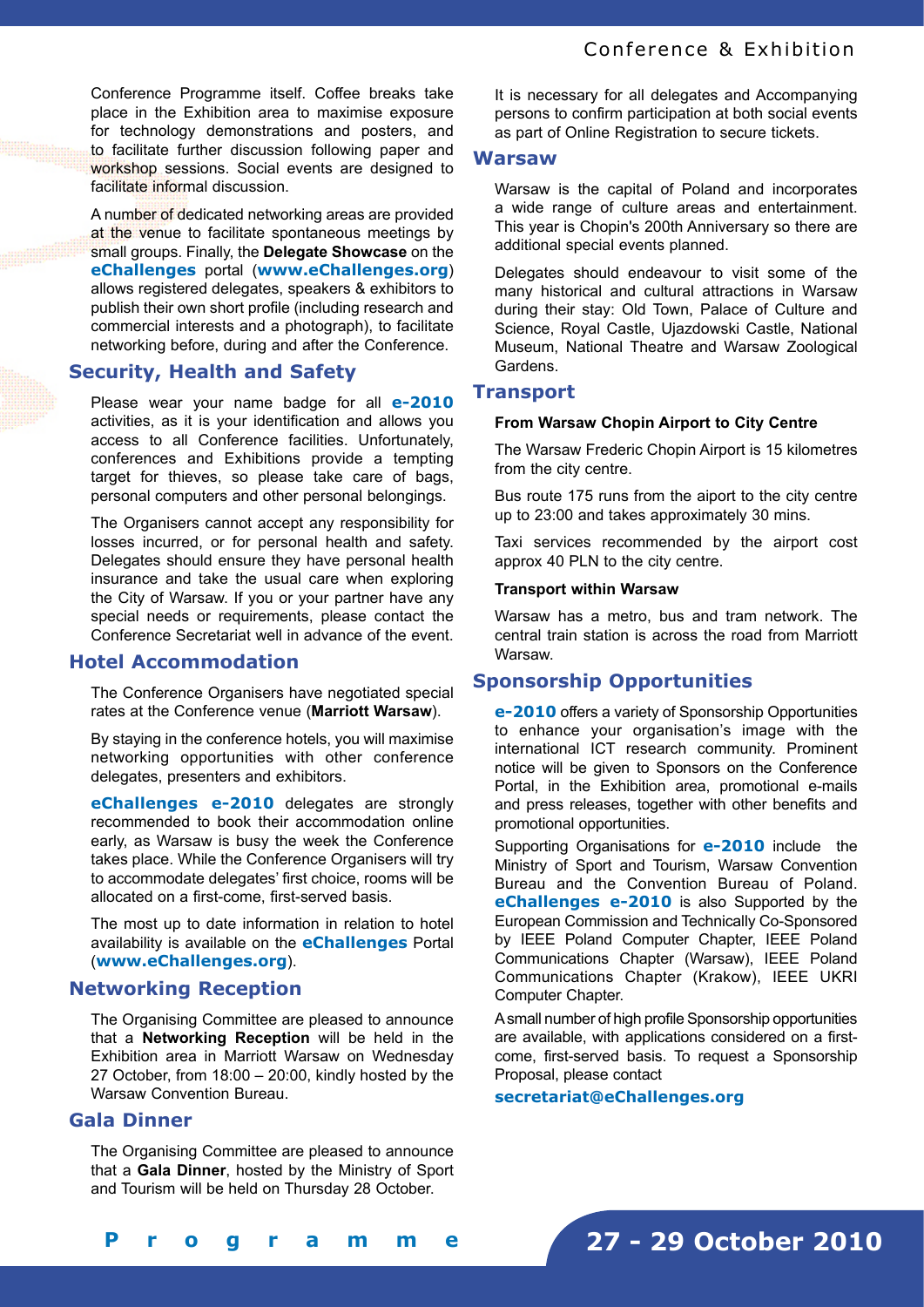Conference Programme itself. Coffee breaks take place in the Exhibition area to maximise exposure for technology demonstrations and posters, and to facilitate further discussion following paper and workshop sessions. Social events are designed to facilitate informal discussion.

A number of dedicated networking areas are provided at the venue to facilitate spontaneous meetings by small groups. Finally, the **Delegate Showcase** on the **eChallenges** portal (**www.eChallenges.org**) allows registered delegates, speakers & exhibitors to publish their own short profile (including research and commercial interests and a photograph), to facilitate networking before, during and after the Conference.

## Security, Health and Safety

Please wear your name badge for all **e-2010** activities, as it is your identification and allows you access to all Conference facilities. Unfortunately, conferences and Exhibitions provide a tempting target for thieves, so please take care of bags, personal computers and other personal belongings.

The Organisers cannot accept any responsibility for losses incurred, or for personal health and safety. Delegates should ensure they have personal health insurance and take the usual care when exploring the City of Warsaw. If you or your partner have any special needs or requirements, please contact the Conference Secretariat well in advance of the event.

## Hotel Accommodation

The Conference Organisers have negotiated special rates at the Conference venue (**Marriott Warsaw**).

By staying in the conference hotels, you will maximise networking opportunities with other conference delegates, presenters and exhibitors.

**eChallenges e-2010** delegates are strongly recommended to book their accommodation online early, as Warsaw is busy the week the Conference takes place. While the Conference Organisers will try to accommodate delegates' first choice, rooms will be allocated on a first-come, first-served basis.

The most up to date information in relation to hotel availability is available on the **eChallenges** Portal (**www.eChallenges.org**).

## Networking Reception

The Organising Committee are pleased to announce that a **Networking Reception** will be held in the Exhibition area in Marriott Warsaw on Wednesday 27 October, from 18:00 – 20:00, kindly hosted by the Warsaw Convention Bureau.

## Gala Dinner

The Organising Committee are pleased to announce that a **Gala Dinner**, hosted by the Ministry of Sport and Tourism will be held on Thursday 28 October.

It is necessary for all delegates and Accompanying persons to confirm participation at both social events as part of Online Registration to secure tickets.

## Warsaw

Warsaw is the capital of Poland and incorporates a wide range of culture areas and entertainment. This year is Chopin's 200th Anniversary so there are additional special events planned.

Delegates should endeavour to visit some of the many historical and cultural attractions in Warsaw during their stay: Old Town, Palace of Culture and Science, Royal Castle, Ujazdowski Castle, National Museum, National Theatre and Warsaw Zoological Gardens.

## Transport

### From Warsaw Chopin Airport to City Centre

The Warsaw Frederic Chopin Airport is 15 kilometres from the city centre.

Bus route 175 runs from the aiport to the city centre up to 23:00 and takes approximately 30 mins.

Taxi services recommended by the airport cost approx 40 PLN to the city centre.

### Transport within Warsaw

Warsaw has a metro, bus and tram network. The central train station is across the road from Marriott Warsaw.

## Sponsorship Opportunities

**e-2010** offers a variety of Sponsorship Opportunities to enhance your organisation's image with the international ICT research community. Prominent notice will be given to Sponsors on the Conference Portal, in the Exhibition area, promotional e-mails and press releases, together with other benefits and promotional opportunities.

Supporting Organisations for **e-2010** include the Ministry of Sport and Tourism, Warsaw Convention Bureau and the Convention Bureau of Poland. **eChallenges e-2010** is also Supported by the European Commission and Technically Co-Sponsored by IEEE Poland Computer Chapter, IEEE Poland Communications Chapter (Warsaw), IEEE Poland Communications Chapter (Krakow), IEEE UKRI Computer Chapter.

A small number of high profile Sponsorship opportunities are available, with applications considered on a first-come, first-served basis. To request a Sponsorship Proposal, please contact

**secretariat@eChallenges.org**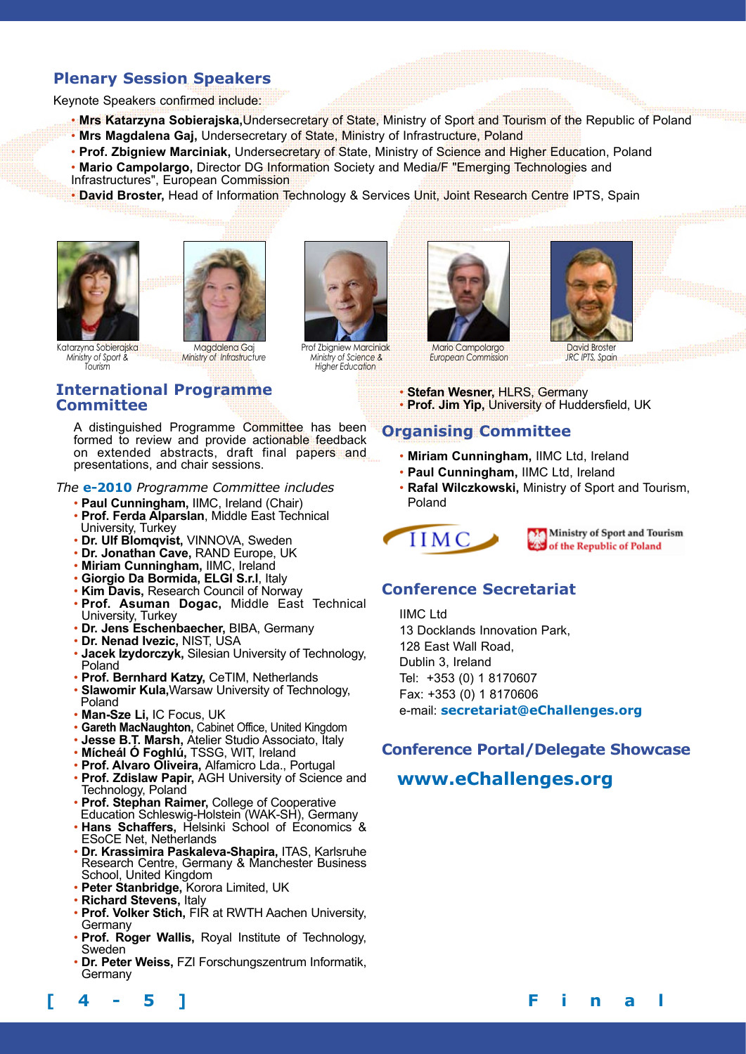## Plenary Session Speakers

Keynote Speakers confirmed include:

- **Mrs Katarzyna Sobierajska,** Undersecretary of State, Ministry of Sport and Tourism of the Republic of Poland
- **Mrs Magdalena Gaj,** Undersecretary of State, Ministry of Infrastructure, Poland
- **Prof. Zbigniew Marciniak,** Undersecretary of State, Ministry of Science and Higher Education, Poland
- **Mario Campolargo,** Director DG Information Society and Media/F "Emerging Technologies and Infrastructures", European Commission
- **David Broster,** Head of Information Technology & Services Unit, Joint Research Centre IPTS, Spain

Katarzyna Sobierajska *Ministry of Sport & Tourism*

Magdalena Gaj *Ministry of Infrastructure*

Prof Zbigniew Marciniak *Ministry of Science & Higher Education*

Mario Campolargo *European Commission*

David Broster *JRC IPTS, Spain*

## International Programme Committee

A distinguished Programme Committee has been formed to review and provide actionable feedback on extended abstracts, draft final papers and presentations, and chair sessions.

*The* **e-2010** *Programme Committee includes*

- **Paul Cunningham,** IIMC, Ireland (Chair)
- **Prof. Ferda Alparslan**, Middle East Technical University, Turkey
- **Dr. Ulf Blomqvist,** VINNOVA, Sweden
- **Dr. Jonathan Cave,** RAND Europe, UK
- **Miriam Cunningham,** IIMC, Ireland
- **Giorgio Da Bormida, ELGI S.r.l**, Italy
- **Kim Davis,** Research Council of Norway
- **Prof. Asuman Dogac,** Middle East Technical University, Turkey
- **Dr. Jens Eschenbaecher,** BIBA, Germany
- **Dr. Nenad Ivezic,** NIST, USA
- **Jacek Izydorczyk,** Silesian University of Technology, Poland
- **Prof. Bernhard Katzy,** CeTIM, Netherlands
- **Slawomir Kula,** Warsaw University of Technology, Poland
- **Man-Sze Li,** IC Focus, UK
- **Gareth MacNaughton,** Cabinet Office, United Kingdom
- **Jesse B.T. Marsh,** Atelier Studio Associato, Italy
- **Mícheál Ó Foghlú,** TSSG, WIT, Ireland
- **Prof. Alvaro Oliveira,** Alfamicro Lda., Portugal
- **Prof. Zdislaw Papir,** AGH University of Science and Technology, Poland
- **Prof. Stephan Raimer,** College of Cooperative Education Schleswig-Holstein (WAK-SH), Germany
- **Hans Schaffers,** Helsinki School of Economics & ESoCE Net, Netherlands
- **Dr. Krassimira Paskaleva-Shapira,** ITAS, Karlsruhe Research Centre, Germany & Manchester Business School, United Kingdom
- **Peter Stanbridge,** Korora Limited, UK
- **Richard Stevens,** Italy
- **Prof. Volker Stich,** FIR at RWTH Aachen University, Germany
- **Prof. Roger Wallis,** Royal Institute of Technology, Sweden
- **Dr. Peter Weiss,** FZI Forschungszentrum Informatik, Germany
- **Stefan Wesner,** HLRS, Germany
- **Prof. Jim Yip,** University of Huddersfield, UK

## Organising Committee

- **Miriam Cunningham,** IIMC Ltd, Ireland
- **Paul Cunningham,** IIMC Ltd, Ireland
- **Rafal Wilczkowski,** Ministry of Sport and Tourism, Poland

IIMC

Ministry of Sport and Tourism of the Republic of Poland

## Conference Secretariat

IIMC Ltd
13 Docklands Innovation Park,
128 East Wall Road,
Dublin 3, Ireland
Tel: +353 (0) 1 8170607
Fax: +353 (0) 1 8170606
e-mail: **secretariat@eChallenges.org**

## Conference Portal/Delegate Showcase

**www.eChallenges.org**

Final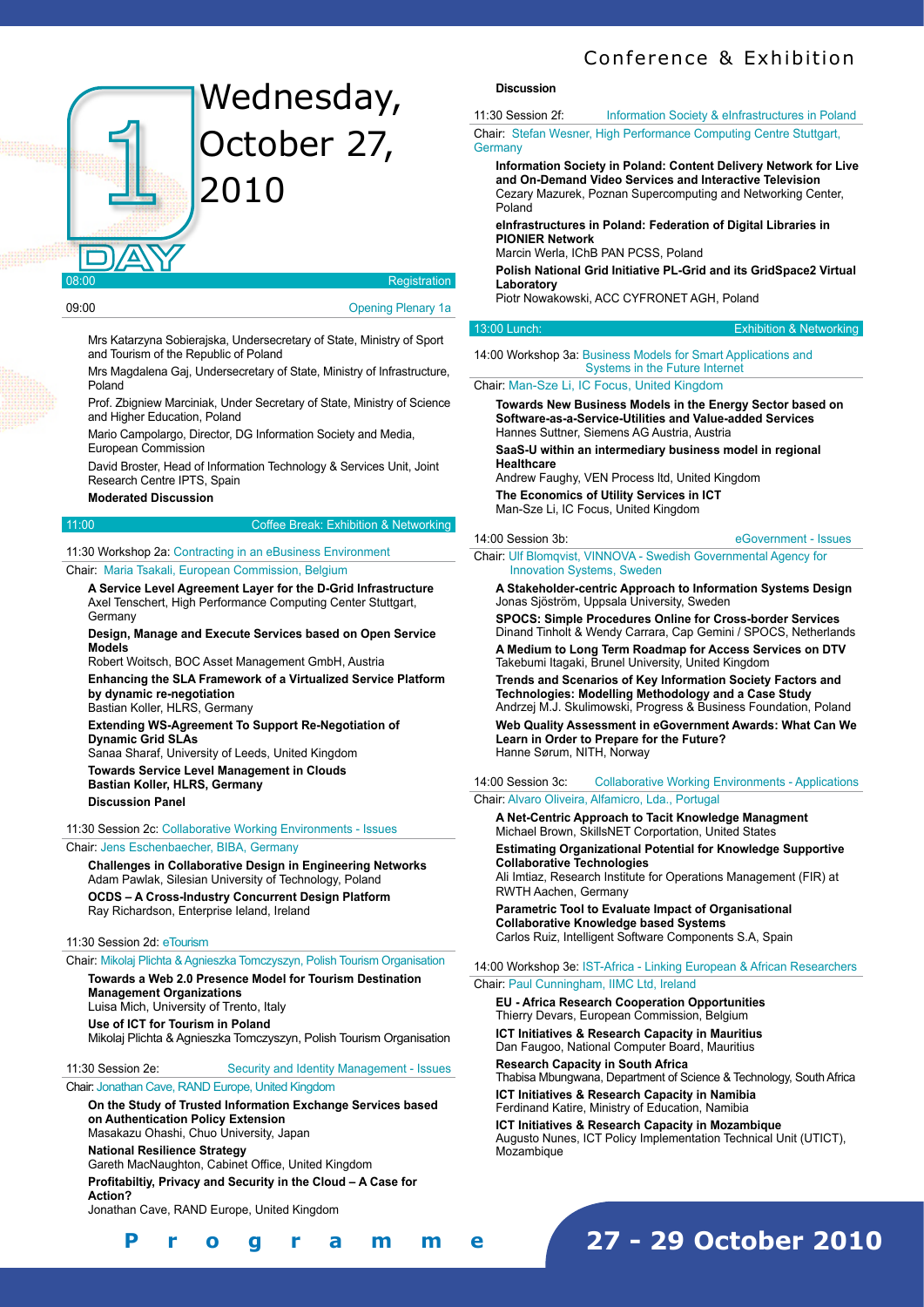# Day 1 – Wednesday, October 27, 2010

**08:00** Registration

**09:00** Opening Plenary 1a

Mrs Katarzyna Sobierajska, Undersecretary of State, Ministry of Sport and Tourism of the Republic of Poland

Mrs Magdalena Gaj, Undersecretary of State, Ministry of Infrastructure, Poland

Prof. Zbigniew Marciniak, Under Secretary of State, Ministry of Science and Higher Education, Poland

Mario Campolargo, Director, DG Information Society and Media, European Commission

David Broster, Head of Information Technology & Services Unit, Joint Research Centre IPTS, Spain

**Moderated Discussion**

**11:00** Coffee Break: Exhibition & Networking

### 11:30 Workshop 2a: Contracting in an eBusiness Environment

Chair: Maria Tsakali, European Commission, Belgium

**A Service Level Agreement Layer for the D-Grid Infrastructure**
Axel Tenschert, High Performance Computing Center Stuttgart, Germany

**Design, Manage and Execute Services based on Open Service Models**
Robert Woitsch, BOC Asset Management GmbH, Austria

**Enhancing the SLA Framework of a Virtualized Service Platform by dynamic re-negotiation**
Bastian Koller, HLRS, Germany

**Extending WS-Agreement To Support Re-Negotiation of Dynamic Grid SLAs**
Sanaa Sharaf, University of Leeds, United Kingdom

**Towards Service Level Management in Clouds**
**Bastian Koller, HLRS, Germany**

**Discussion Panel**

### 11:30 Session 2c: Collaborative Working Environments - Issues

Chair: Jens Eschenbaecher, BIBA, Germany

**Challenges in Collaborative Design in Engineering Networks**
Adam Pawlak, Silesian University of Technology, Poland

**OCDS – A Cross-Industry Concurrent Design Platform**
Ray Richardson, Enterprise Ieland, Ireland

### 11:30 Session 2d: eTourism

Chair: Mikolaj Plichta & Agnieszka Tomczyszyn, Polish Tourism Organisation

**Towards a Web 2.0 Presence Model for Tourism Destination Management Organizations**
Luisa Mich, University of Trento, Italy

**Use of ICT for Tourism in Poland**
Mikolaj Plichta & Agnieszka Tomczyszyn, Polish Tourism Organisation

### 11:30 Session 2e: Security and Identity Management - Issues

Chair: Jonathan Cave, RAND Europe, United Kingdom

**On the Study of Trusted Information Exchange Services based on Authentication Policy Extension**
Masakazu Ohashi, Chuo University, Japan

**National Resilience Strategy**
Gareth MacNaughton, Cabinet Office, United Kingdom

**Profitabiltiy, Privacy and Security in the Cloud – A Case for Action?**
Jonathan Cave, RAND Europe, United Kingdom

**Discussion**

### 11:30 Session 2f: Information Society & eInfrastructures in Poland

Chair: Stefan Wesner, High Performance Computing Centre Stuttgart, Germany

**Information Society in Poland: Content Delivery Network for Live and On-Demand Video Services and Interactive Television**
Cezary Mazurek, Poznan Supercomputing and Networking Center, Poland

**eInfrastructures in Poland: Federation of Digital Libraries in PIONIER Network**
Marcin Werla, IChB PAN PCSS, Poland

**Polish National Grid Initiative PL-Grid and its GridSpace2 Virtual Laboratory**
Piotr Nowakowski, ACC CYFRONET AGH, Poland

**13:00 Lunch:** Exhibition & Networking

### 14:00 Workshop 3a: Business Models for Smart Applications and Systems in the Future Internet

Chair: Man-Sze Li, IC Focus, United Kingdom

**Towards New Business Models in the Energy Sector based on Software-as-a-Service-Utilities and Value-added Services**
Hannes Suttner, Siemens AG Austria, Austria

**SaaS-U within an intermediary business model in regional Healthcare**
Andrew Faughy, VEN Process ltd, United Kingdom

**The Economics of Utility Services in ICT**
Man-Sze Li, IC Focus, United Kingdom

### 14:00 Session 3b: eGovernment - Issues

Chair: Ulf Blomqvist, VINNOVA - Swedish Governmental Agency for Innovation Systems, Sweden

**A Stakeholder-centric Approach to Information Systems Design**
Jonas Sjöström, Uppsala University, Sweden

**SPOCS: Simple Procedures Online for Cross-border Services**
Dinand Tinholt & Wendy Carrara, Cap Gemini / SPOCS, Netherlands

**A Medium to Long Term Roadmap for Access Services on DTV**
Takebumi Itagaki, Brunel University, United Kingdom

**Trends and Scenarios of Key Information Society Factors and Technologies: Modelling Methodology and a Case Study**
Andrzej M.J. Skulimowski, Progress & Business Foundation, Poland

**Web Quality Assessment in eGovernment Awards: What Can We Learn in Order to Prepare for the Future?**
Hanne Sørum, NITH, Norway

### 14:00 Session 3c: Collaborative Working Environments - Applications

Chair: Alvaro Oliveira, Alfamicro, Lda., Portugal

**A Net-Centric Approach to Tacit Knowledge Managment**
Michael Brown, SkillsNET Corportation, United States

**Estimating Organizational Potential for Knowledge Supportive Collaborative Technologies**
Ali Imtiaz, Research Institute for Operations Management (FIR) at RWTH Aachen, Germany

**Parametric Tool to Evaluate Impact of Organisational Collaborative Knowledge based Systems**
Carlos Ruiz, Intelligent Software Components S.A, Spain

### 14:00 Workshop 3e: IST-Africa - Linking European & African Researchers

Chair: Paul Cunningham, IIMC Ltd, Ireland

**EU - Africa Research Cooperation Opportunities**
Thierry Devars, European Commission, Belgium

**ICT Initiatives & Research Capacity in Mauritius**
Dan Faugoo, National Computer Board, Mauritius

**Research Capacity in South Africa**
Thabisa Mbungwana, Department of Science & Technology, South Africa

**ICT Initiatives & Research Capacity in Namibia**
Ferdinand Katire, Ministry of Education, Namibia

**ICT Initiatives & Research Capacity in Mozambique**
Augusto Nunes, ICT Policy Implementation Technical Unit (UTICT), Mozambique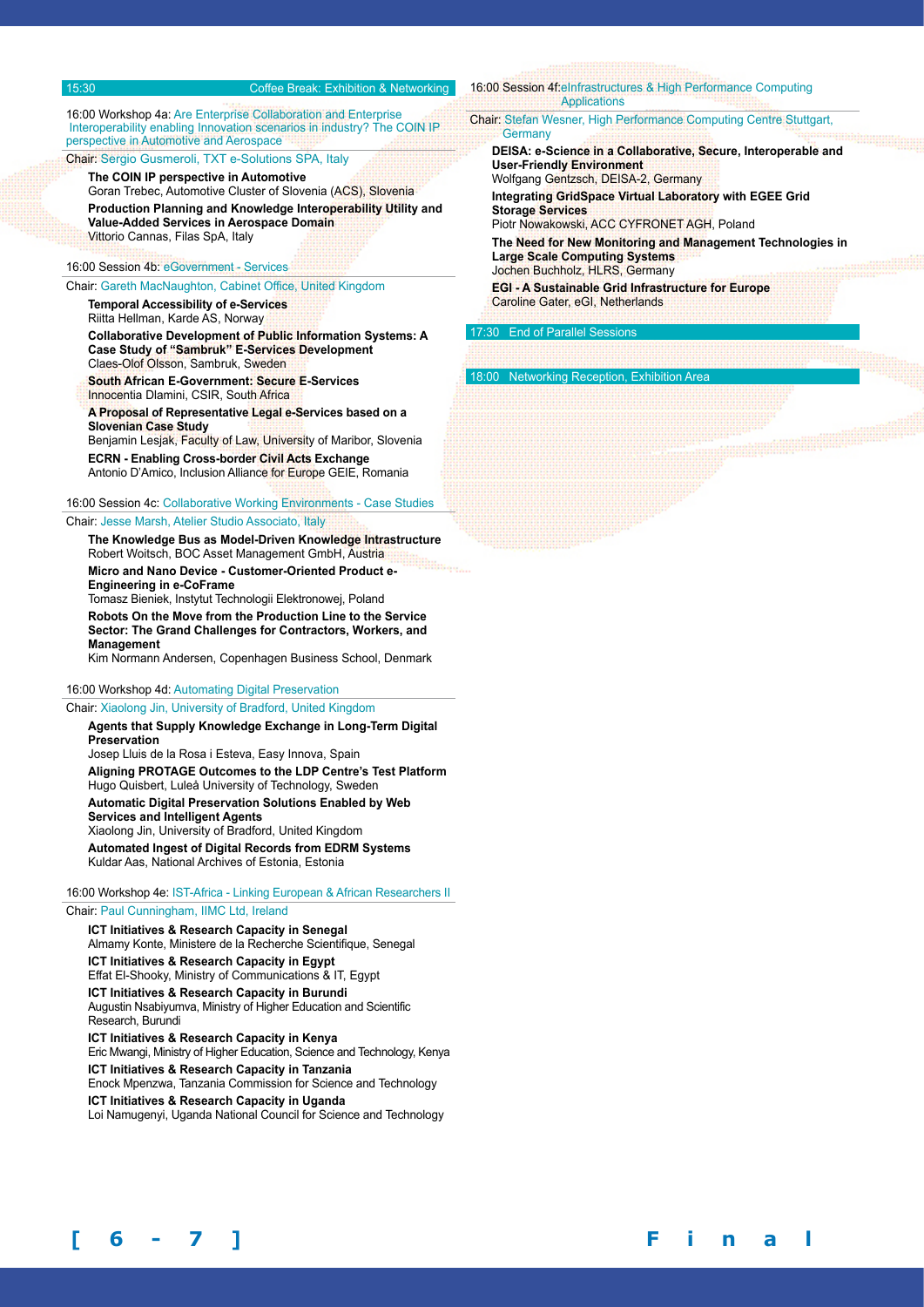15:30 Coffee Break: Exhibition & Networking

16:00 Workshop 4a: Are Enterprise Collaboration and Enterprise Interoperability enabling Innovation scenarios in industry? The COIN IP perspective in Automotive and Aerospace

Chair: Sergio Gusmeroli, TXT e-Solutions SPA, Italy

**The COIN IP perspective in Automotive**
Goran Trebec, Automotive Cluster of Slovenia (ACS), Slovenia

**Production Planning and Knowledge Interoperability Utility and Value-Added Services in Aerospace Domain**
Vittorio Cannas, Filas SpA, Italy

16:00 Session 4b: eGovernment - Services

Chair: Gareth MacNaughton, Cabinet Office, United Kingdom

**Temporal Accessibility of e-Services**
Riitta Hellman, Karde AS, Norway

**Collaborative Development of Public Information Systems: A Case Study of "Sambruk" E-Services Development**
Claes-Olof Olsson, Sambruk, Sweden

**South African E-Government: Secure E-Services**
Innocentia Dlamini, CSIR, South Africa

**A Proposal of Representative Legal e-Services based on a Slovenian Case Study**
Benjamin Lesjak, Faculty of Law, University of Maribor, Slovenia

**ECRN - Enabling Cross-border Civil Acts Exchange**
Antonio D'Amico, Inclusion Alliance for Europe GEIE, Romania

16:00 Session 4c: Collaborative Working Environments - Case Studies

Chair: Jesse Marsh, Atelier Studio Associato, Italy

**The Knowledge Bus as Model-Driven Knowledge Intrastructure**
Robert Woitsch, BOC Asset Management GmbH, Austria

**Micro and Nano Device - Customer-Oriented Product e-Engineering in e-CoFrame**
Tomasz Bieniek, Instytut Technologii Elektronowej, Poland

**Robots On the Move from the Production Line to the Service Sector: The Grand Challenges for Contractors, Workers, and Management**
Kim Normann Andersen, Copenhagen Business School, Denmark

16:00 Workshop 4d: Automating Digital Preservation

Chair: Xiaolong Jin, University of Bradford, United Kingdom

**Agents that Supply Knowledge Exchange in Long-Term Digital Preservation**
Josep Lluis de la Rosa i Esteva, Easy Innova, Spain

**Aligning PROTAGE Outcomes to the LDP Centre's Test Platform**
Hugo Quisbert, Luleå University of Technology, Sweden

**Automatic Digital Preservation Solutions Enabled by Web Services and Intelligent Agents**
Xiaolong Jin, University of Bradford, United Kingdom

**Automated Ingest of Digital Records from EDRM Systems**
Kuldar Aas, National Archives of Estonia, Estonia

16:00 Workshop 4e: IST-Africa - Linking European & African Researchers II

Chair: Paul Cunningham, IIMC Ltd, Ireland

**ICT Initiatives & Research Capacity in Senegal**
Almamy Konte, Ministere de la Recherche Scientifique, Senegal

**ICT Initiatives & Research Capacity in Egypt**
Effat El-Shooky, Ministry of Communications & IT, Egypt

**ICT Initiatives & Research Capacity in Burundi**
Augustin Nsabiyumva, Ministry of Higher Education and Scientific Research, Burundi

**ICT Initiatives & Research Capacity in Kenya**
Eric Mwangi, Ministry of Higher Education, Science and Technology, Kenya

**ICT Initiatives & Research Capacity in Tanzania**
Enock Mpenzwa, Tanzania Commission for Science and Technology

**ICT Initiatives & Research Capacity in Uganda**
Loi Namugenyi, Uganda National Council for Science and Technology

16:00 Session 4f: eInfrastructures & High Performance Computing Applications

Chair: Stefan Wesner, High Performance Computing Centre Stuttgart, Germany

**DEISA: e-Science in a Collaborative, Secure, Interoperable and User-Friendly Environment**
Wolfgang Gentzsch, DEISA-2, Germany

**Integrating GridSpace Virtual Laboratory with EGEE Grid Storage Services**
Piotr Nowakowski, ACC CYFRONET AGH, Poland

**The Need for New Monitoring and Management Technologies in Large Scale Computing Systems**
Jochen Buchholz, HLRS, Germany

**EGI - A Sustainable Grid Infrastructure for Europe**
Caroline Gater, eGI, Netherlands

17:30 End of Parallel Sessions

18:00 Networking Reception, Exhibition Area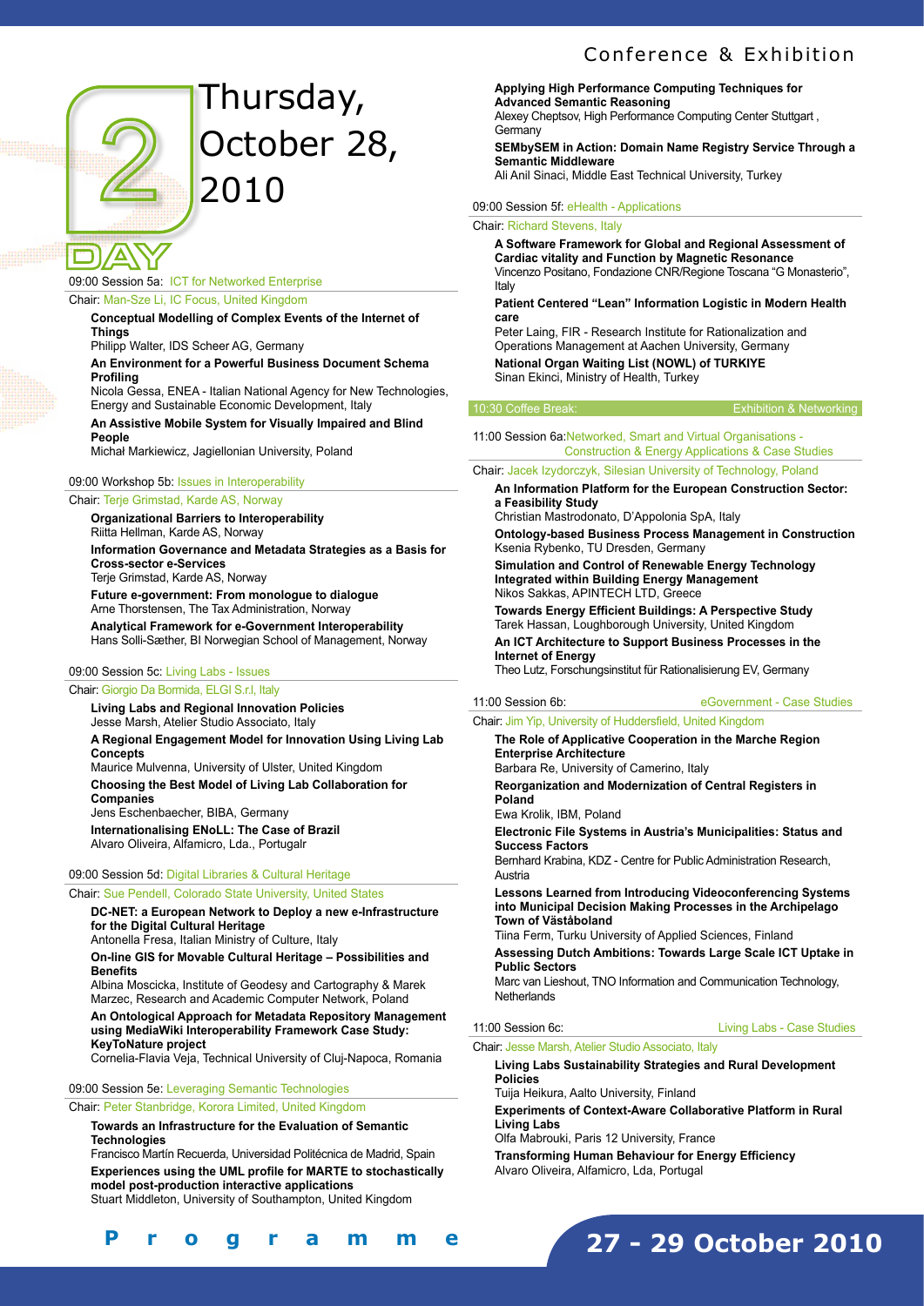# Day 2 – Thursday, October 28, 2010

### 09:00 Session 5a: ICT for Networked Enterprise

Chair: Man-Sze Li, IC Focus, United Kingdom

**Conceptual Modelling of Complex Events of the Internet of Things**
Philipp Walter, IDS Scheer AG, Germany

**An Environment for a Powerful Business Document Schema Profiling**
Nicola Gessa, ENEA - Italian National Agency for New Technologies, Energy and Sustainable Economic Development, Italy

**An Assistive Mobile System for Visually Impaired and Blind People**
Michał Markiewicz, Jagiellonian University, Poland

### 09:00 Workshop 5b: Issues in Interoperability

Chair: Terje Grimstad, Karde AS, Norway

**Organizational Barriers to Interoperability**
Riitta Hellman, Karde AS, Norway

**Information Governance and Metadata Strategies as a Basis for Cross-sector e-Services**
Terje Grimstad, Karde AS, Norway

**Future e-government: From monologue to dialogue**
Arne Thorstensen, The Tax Administration, Norway

**Analytical Framework for e-Government Interoperability**
Hans Solli-Sæther, BI Norwegian School of Management, Norway

### 09:00 Session 5c: Living Labs - Issues

Chair: Giorgio Da Bormida, ELGI S.r.l, Italy

**Living Labs and Regional Innovation Policies**
Jesse Marsh, Atelier Studio Associato, Italy

**A Regional Engagement Model for Innovation Using Living Lab Concepts**
Maurice Mulvenna, University of Ulster, United Kingdom

**Choosing the Best Model of Living Lab Collaboration for Companies**
Jens Eschenbaecher, BIBA, Germany

**Internationalising ENoLL: The Case of Brazil**
Alvaro Oliveira, Alfamicro, Lda., Portugalr

### 09:00 Session 5d: Digital Libraries & Cultural Heritage

Chair: Sue Pendell, Colorado State University, United States

**DC-NET: a European Network to Deploy a new e-Infrastructure for the Digital Cultural Heritage**
Antonella Fresa, Italian Ministry of Culture, Italy

**On-line GIS for Movable Cultural Heritage – Possibilities and Benefits**
Albina Moscicka, Institute of Geodesy and Cartography & Marek Marzec, Research and Academic Computer Network, Poland

**An Ontological Approach for Metadata Repository Management using MediaWiki Interoperability Framework Case Study: KeyToNature project**
Cornelia-Flavia Veja, Technical University of Cluj-Napoca, Romania

### 09:00 Session 5e: Leveraging Semantic Technologies

Chair: Peter Stanbridge, Korora Limited, United Kingdom

**Towards an Infrastructure for the Evaluation of Semantic Technologies**
Francisco Martín Recuerda, Universidad Politécnica de Madrid, Spain

**Experiences using the UML profile for MARTE to stochastically model post-production interactive applications**
Stuart Middleton, University of Southampton, United Kingdom

**Applying High Performance Computing Techniques for Advanced Semantic Reasoning**
Alexey Cheptsov, High Performance Computing Center Stuttgart , Germany

**SEMbySEM in Action: Domain Name Registry Service Through a Semantic Middleware**
Ali Anil Sinaci, Middle East Technical University, Turkey

### 09:00 Session 5f: eHealth - Applications

Chair: Richard Stevens, Italy

**A Software Framework for Global and Regional Assessment of Cardiac vitality and Function by Magnetic Resonance**
Vincenzo Positano, Fondazione CNR/Regione Toscana "G Monasterio", Italy

**Patient Centered "Lean" Information Logistic in Modern Health care**
Peter Laing, FIR - Research Institute for Rationalization and Operations Management at Aachen University, Germany

**National Organ Waiting List (NOWL) of TURKIYE**
Sinan Ekinci, Ministry of Health, Turkey

### 10:30 Coffee Break: Exhibition & Networking

### 11:00 Session 6a: Networked, Smart and Virtual Organisations - Construction & Energy Applications & Case Studies

Chair: Jacek Izydorczyk, Silesian University of Technology, Poland

**An Information Platform for the European Construction Sector: a Feasibility Study**
Christian Mastrodonato, D'Appolonia SpA, Italy

**Ontology-based Business Process Management in Construction**
Ksenia Rybenko, TU Dresden, Germany

**Simulation and Control of Renewable Energy Technology Integrated within Building Energy Management**
Nikos Sakkas, APINTECH LTD, Greece

**Towards Energy Efficient Buildings: A Perspective Study**
Tarek Hassan, Loughborough University, United Kingdom

**An ICT Architecture to Support Business Processes in the Internet of Energy**
Theo Lutz, Forschungsinstitut für Rationalisierung EV, Germany

### 11:00 Session 6b: eGovernment - Case Studies

Chair: Jim Yip, University of Huddersfield, United Kingdom

**The Role of Applicative Cooperation in the Marche Region Enterprise Architecture**
Barbara Re, University of Camerino, Italy

**Reorganization and Modernization of Central Registers in Poland**
Ewa Krolik, IBM, Poland

**Electronic File Systems in Austria's Municipalities: Status and Success Factors**
Bernhard Krabina, KDZ - Centre for Public Administration Research, Austria

**Lessons Learned from Introducing Videoconferencing Systems into Municipal Decision Making Processes in the Archipelago Town of Väståboland**
Tiina Ferm, Turku University of Applied Sciences, Finland

**Assessing Dutch Ambitions: Towards Large Scale ICT Uptake in Public Sectors**
Marc van Lieshout, TNO Information and Communication Technology, Netherlands

### 11:00 Session 6c: Living Labs - Case Studies

Chair: Jesse Marsh, Atelier Studio Associato, Italy

**Living Labs Sustainability Strategies and Rural Development Policies**
Tuija Heikura, Aalto University, Finland

**Experiments of Context-Aware Collaborative Platform in Rural Living Labs**
Olfa Mabrouki, Paris 12 University, France

**Transforming Human Behaviour for Energy Efficiency**
Alvaro Oliveira, Alfamicro, Lda, Portugal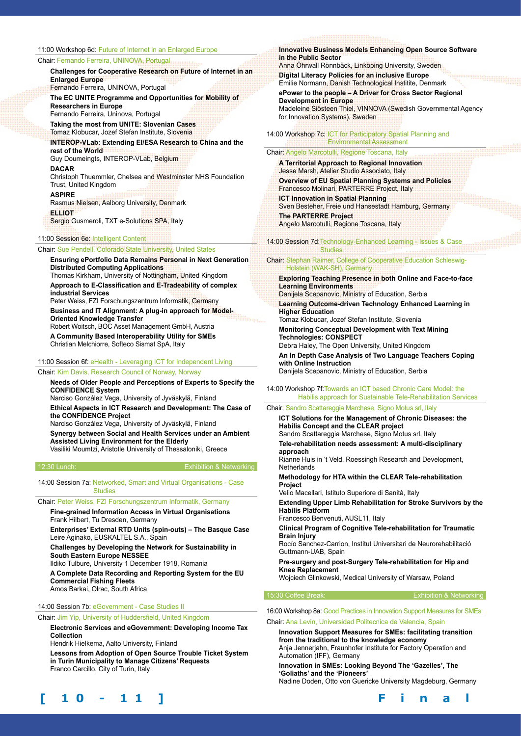## 11:00 Workshop 6d: Future of Internet in an Enlarged Europe

Chair: Fernando Ferreira, UNINOVA, Portugal

**Challenges for Cooperative Research on Future of Internet in an Enlarged Europe**
Fernando Ferreira, UNINOVA, Portugal

**The EC UNITE Programme and Opportunities for Mobility of Researchers in Europe**
Fernando Ferreira, Uninova, Portugal

**Taking the most from UNITE: Slovenian Cases**
Tomaz Klobucar, Jozef Stefan Institute, Slovenia

**INTEROP-VLab: Extending EI/ESA Research to China and the rest of the World**
Guy Doumeingts, INTEROP-VLab, Belgium

**DACAR**
Christoph Thuemmler, Chelsea and Westminster NHS Foundation Trust, United Kingdom

**ASPIRE**
Rasmus Nielsen, Aalborg University, Denmark

**ELLIOT**
Sergio Gusmeroli, TXT e-Solutions SPA, Italy

## 11:00 Session 6e: Intelligent Content

Chair: Sue Pendell, Colorado State University, United States

**Ensuring ePortfolio Data Remains Personal in Next Generation Distributed Computing Applications**
Thomas Kirkham, University of Nottingham, United Kingdom

**Approach to E-Classification and E-Tradeability of complex industrial Services**
Peter Weiss, FZI Forschungszentrum Informatik, Germany

**Business and IT Alignment: A plug-in approach for Model-Oriented Knowledge Transfer**
Robert Woitsch, BOC Asset Management GmbH, Austria

**A Community Based Interoperability Utility for SMEs**
Christian Melchiorre, Softeco Sismat SpA, Italy

## 11:00 Session 6f: eHealth - Leveraging ICT for Independent Living

Chair: Kim Davis, Research Council of Norway, Norway

**Needs of Older People and Perceptions of Experts to Specify the CONFIDENCE System**
Narciso González Vega, University of Jyväskylä, Finland

**Ethical Aspects in ICT Research and Development: The Case of the CONFIDENCE Project**
Narciso González Vega, University of Jyväskylä, Finland

**Synergy between Social and Health Services under an Ambient Assisted Living Environment for the Elderly**
Vasiliki Moumtzi, Aristotle University of Thessaloniki, Greece

## 12:30 Lunch: Exhibition & Networking

## 14:00 Session 7a: Networked, Smart and Virtual Organisations - Case Studies

Chair: Peter Weiss, FZI Forschungszentrum Informatik, Germany

**Fine-grained Information Access in Virtual Organisations**
Frank Hilbert, Tu Dresden, Germany

**Enterprises' External RTD Units (spin-outs) – The Basque Case**
Leire Aginako, EUSKALTEL S.A., Spain

**Challenges by Developing the Network for Sustainability in South Eastern Europe NESSEE**
Ildiko Tulbure, University 1 December 1918, Romania

**A Complete Data Recording and Reporting System for the EU Commercial Fishing Fleets**
Amos Barkai, Olrac, South Africa

## 14:00 Session 7b: eGovernment - Case Studies II

Chair: Jim Yip, University of Huddersfield, United Kingdom

**Electronic Services and eGovernment: Developing Income Tax Collection**
Hendrik Hielkema, Aalto University, Finland

**Lessons from Adoption of Open Source Trouble Ticket System in Turin Municipality to Manage Citizens' Requests**
Franco Carcillo, City of Turin, Italy

**Innovative Business Models Enhancing Open Source Software in the Public Sector**
Anna Öhrwall Rönnbäck, Linköping University, Sweden

**Digital Literacy Policies for an inclusive Europe**
Emilie Normann, Danish Technological Institite, Denmark

**ePower to the people – A Driver for Cross Sector Regional Development in Europe**
Madeleine Siösteen Thiel, VINNOVA (Swedish Governmental Agency for Innovation Systems), Sweden

## 14:00 Workshop 7c: ICT for Participatory Spatial Planning and Environmental Assessment

Chair: Angelo Marcotulli, Regione Toscana, Italy

**A Territorial Approach to Regional Innovation**
Jesse Marsh, Atelier Studio Associato, Italy

**Overview of EU Spatial Planning Systems and Policies**
Francesco Molinari, PARTERRE Project, Italy

**ICT Innovation in Spatial Planning**
Sven Besteher, Freie und Hansestadt Hamburg, Germany

**The PARTERRE Project**
Angelo Marcotulli, Regione Toscana, Italy

## 14:00 Session 7d: Technology-Enhanced Learning - Issues & Case Studies

Chair: Stephan Raimer, College of Cooperative Education Schleswig-Holstein (WAK-SH), Germany

**Exploring Teaching Presence in both Online and Face-to-face Learning Environments**
Danijela Scepanovic, Ministry of Education, Serbia

**Learning Outcome-driven Technology Enhanced Learning in Higher Education**
Tomaz Klobucar, Jozef Stefan Institute, Slovenia

**Monitoring Conceptual Development with Text Mining Technologies: CONSPECT**
Debra Haley, The Open University, United Kingdom

**An In Depth Case Analysis of Two Language Teachers Coping with Online Instruction**
Danijela Scepanovic, Ministry of Education, Serbia

## 14:00 Workshop 7f: Towards an ICT based Chronic Care Model: the Habilis approach for Sustainable Tele-Rehabilitation Services

Chair: Sandro Scattareggia Marchese, Signo Motus srl, Italy

**ICT Solutions for the Management of Chronic Diseases: the Habilis Concept and the CLEAR project**
Sandro Scattareggia Marchese, Signo Motus srl, Italy

**Tele-rehabilitation needs assessment: A multi-disciplinary approach**
Rianne Huis in 't Veld, Roessingh Research and Development, Netherlands

**Methodology for HTA within the CLEAR Tele-rehabilitation Project**
Velio Macellari, Istituto Superiore di Sanità, Italy

**Extending Upper Limb Rehabilitation for Stroke Survivors by the Habilis Platform**
Francesco Benvenuti, AUSL11, Italy

**Clinical Program of Cognitive Tele-rehabilitation for Traumatic Brain Injury**
Rocío Sanchez-Carrion, Institut Universitari de Neurorehabilitació Guttmann-UAB, Spain

**Pre-surgery and post-Surgery Tele-rehabilitation for Hip and Knee Replacement**
Wojciech Glinkowski, Medical University of Warsaw, Poland

## 15:30 Coffee Break: Exhibition & Networking

## 16:00 Workshop 8a: Good Practices in Innovation Support Measures for SMEs

Chair: Ana Levin, Universidad Politecnica de Valencia, Spain

**Innovation Support Measures for SMEs: facilitating transition from the traditional to the knowledge economy**
Anja Jennerjahn, Fraunhofer Institute for Factory Operation and Automation (IFF), Germany

**Innovation in SMEs: Looking Beyond The 'Gazelles', The 'Goliaths' and the 'Pioneers'**
Nadine Doden, Otto von Guericke University Magdeburg, Germany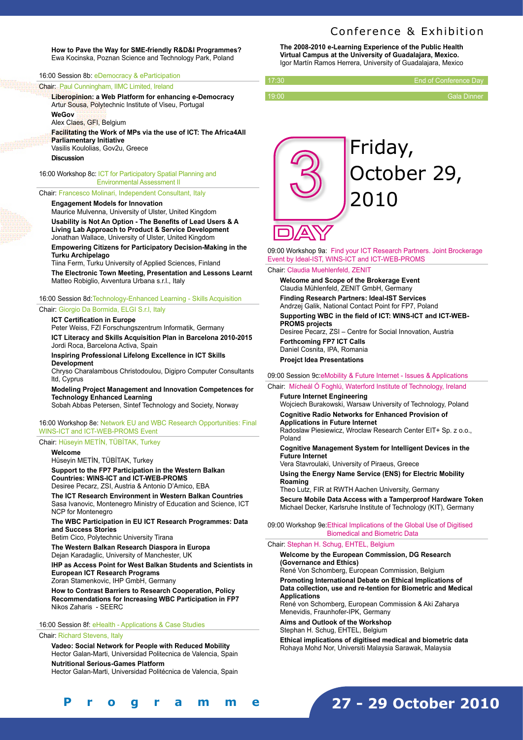**How to Pave the Way for SME-friendly R&D&I Programmes?**
Ewa Kocinska, Poznan Science and Technology Park, Poland

16:00 Session 8b: eDemocracy & eParticipation

Chair: Paul Cunningham, IIMC Limited, Ireland

**Liberopinion: a Web Platform for enhancing e-Democracy**
Artur Sousa, Polytechnic Institute of Viseu, Portugal

**WeGov**
Alex Claes, GFI, Belgium

**Facilitating the Work of MPs via the use of ICT: The Africa4All Parliamentary Initiative**
Vasilis Koulolias, Gov2u, Greece

**Discussion**

16:00 Workshop 8c: ICT for Participatory Spatial Planning and Environmental Assessment II

Chair: Francesco Molinari, Independent Consultant, Italy

**Engagement Models for Innovation**
Maurice Mulvenna, University of Ulster, United Kingdom

**Usability is Not An Option - The Benefits of Lead Users & A Living Lab Approach to Product & Service Development**
Jonathan Wallace, University of Ulster, United Kingdom

**Empowering Citizens for Participatory Decision-Making in the Turku Archipelago**
Tiina Ferm, Turku University of Applied Sciences, Finland

**The Electronic Town Meeting, Presentation and Lessons Learnt**
Matteo Robiglio, Avventura Urbana s.r.l., Italy

16:00 Session 8d:Technology-Enhanced Learning - Skills Acquisition

Chair: Giorgio Da Bormida, ELGI S.r.l, Italy

**ICT Certification in Europe**
Peter Weiss, FZI Forschungszentrum Informatik, Germany

**ICT Literacy and Skills Acquisition Plan in Barcelona 2010-2015**
Jordi Roca, Barcelona Activa, Spain

**Inspiring Professional Lifelong Excellence in ICT Skills Development**
Chryso Charalambous Christodoulou, Digipro Computer Consultants ltd, Cyprus

**Modeling Project Management and Innovation Competences for Technology Enhanced Learning**
Sobah Abbas Petersen, Sintef Technology and Society, Norway

16:00 Workshop 8e: Network EU and WBC Research Opportunities: Final WINS-ICT and ICT-WEB-PROMS Event

Chair: Hüseyin METİN, TÜBİTAK, Turkey

**Welcome**
Hüseyin METİN, TÜBİTAK, Turkey

**Support to the FP7 Participation in the Western Balkan Countries: WINS-ICT and ICT-WEB-PROMS**
Desiree Pecarz, ZSI, Austria & Antonio D'Amico, EBA

**The ICT Research Environment in Western Balkan Countries**
Sasa Ivanovic, Montenegro Ministry of Education and Science, ICT NCP for Montenegro

**The WBC Participation in EU ICT Research Programmes: Data and Success Stories**
Betim Cico, Polytechnic University Tirana

**The Western Balkan Research Diaspora in Europa**
Dejan Karadaglic, University of Manchester, UK

**IHP as Access Point for West Balkan Students and Scientists in European ICT Research Programs**
Zoran Stamenkovic, IHP GmbH, Germany

**How to Contrast Barriers to Research Cooperation, Policy Recommendations for Increasing WBC Participation in FP7**
Nikos Zaharis - SEERC

16:00 Session 8f: eHealth - Applications & Case Studies

Chair: Richard Stevens, Italy

**Vadeo: Social Network for People with Reduced Mobility**
Hector Galan-Marti, Universidad Politecnica de Valencia, Spain

**Nutritional Serious-Games Platform**
Hector Galan-Marti, Universidad Politécnica de Valencia, Spain

**The 2008-2010 e-Learning Experience of the Public Health Virtual Campus at the University of Guadalajara, Mexico.**
Igor Martín Ramos Herrera, University of Guadalajara, Mexico

17:30 End of Conference Day

19:00 Gala Dinner

# DAY 3 — Friday, October 29, 2010

09:00 Workshop 9a: Find your ICT Research Partners. Joint Brockerage Event by Ideal-IST, WINS-ICT and ICT-WEB-PROMS

Chair: Claudia Muehlenfeld, ZENIT

**Welcome and Scope of the Brokerage Event**
Claudia Mühlenfeld, ZENIT GmbH, Germany

**Finding Research Partners: Ideal-IST Services**
Andrzej Galik, National Contact Point for FP7, Poland

**Supporting WBC in the field of ICT: WINS-ICT and ICT-WEB-PROMS projects**
Desiree Pecarz, ZSI – Centre for Social Innovation, Austria

**Forthcoming FP7 ICT Calls**
Daniel Cosnita, IPA, Romania

**Proejct Idea Presentations**

09:00 Session 9c:eMobility & Future Internet - Issues & Applications

Chair: Mícheál Ó Foghlú, Waterford Institute of Technology, Ireland

**Future Internet Engineering**
Wojciech Burakowski, Warsaw University of Technology, Poland

**Cognitive Radio Networks for Enhanced Provision of Applications in Future Internet**
Radoslaw Piesiewicz, Wroclaw Research Center EIT+ Sp. z o.o., Poland

**Cognitive Management System for Intelligent Devices in the Future Internet**
Vera Stavroulaki, University of Piraeus, Greece

**Using the Energy Name Service (ENS) for Electric Mobility Roaming**
Theo Lutz, FIR at RWTH Aachen University, Germany

**Secure Mobile Data Access with a Tamperproof Hardware Token**
Michael Decker, Karlsruhe Institute of Technology (KIT), Germany

09:00 Workshop 9e:Ethical Implications of the Global Use of Digitised Biomedical and Biometric Data

Chair: Stephan H. Schug, EHTEL, Belgium

**Welcome by the European Commission, DG Research (Governance and Ethics)**
René Von Schomberg, European Commission, Belgium

**Promoting International Debate on Ethical Implications of Data collection, use and re-tention for Biometric and Medical Applications**
René von Schomberg, European Commission & Aki Zaharya Menevidis, Fraunhofer-IPK, Germany

**Aims and Outlook of the Workshop**
Stephan H. Schug, EHTEL, Belgium

**Ethical implications of digitised medical and biometric data**
Rohaya Mohd Nor, Universiti Malaysia Sarawak, Malaysia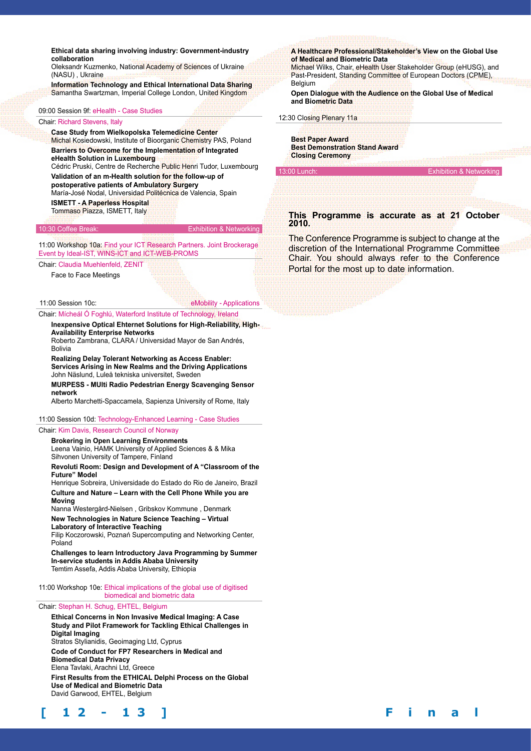**Ethical data sharing involving industry: Government-industry collaboration**
Oleksandr Kuzmenko, National Academy of Sciences of Ukraine (NASU) , Ukraine

**Information Technology and Ethical International Data Sharing**
Samantha Swartzman, Imperial College London, United Kingdom

09:00 Session 9f: eHealth - Case Studies

Chair: Richard Stevens, Italy

**Case Study from Wielkopolska Telemedicine Center**
Michal Kosiedowski, Institute of Bioorganic Chemistry PAS, Poland

**Barriers to Overcome for the Implementation of Integrated eHealth Solution in Luxembourg**
Cédric Pruski, Centre de Recherche Public Henri Tudor, Luxembourg

**Validation of an m-Health solution for the follow-up of postoperative patients of Ambulatory Surgery**
María-José Nodal, Universidad Politécnica de Valencia, Spain

**ISMETT - A Paperless Hospital**
Tommaso Piazza, ISMETT, Italy

10:30 Coffee Break: Exhibition & Networking

11:00 Workshop 10a: Find your ICT Research Partners. Joint Brockerage Event by Ideal-IST, WINS-ICT and ICT-WEB-PROMS

Chair: Claudia Muehlenfeld, ZENIT

Face to Face Meetings

11:00 Session 10c: eMobility - Applications

Chair: Mícheál Ó Foghlú, Waterford Institute of Technology, Ireland

**Inexpensive Optical Ehternet Solutions for High-Reliability, High-Availability Enterprise Networks**
Roberto Zambrana, CLARA / Universidad Mayor de San Andrés, Bolivia

**Realizing Delay Tolerant Networking as Access Enabler: Services Arising in New Realms and the Driving Applications**
John Näslund, Luleå tekniska universitet, Sweden

**MURPESS - MUlti Radio Pedestrian Energy Scavenging Sensor network**
Alberto Marchetti-Spaccamela, Sapienza University of Rome, Italy

11:00 Session 10d: Technology-Enhanced Learning - Case Studies

Chair: Kim Davis, Research Council of Norway

**Brokering in Open Learning Environments**
Leena Vainio, HAMK University of Applied Sciences & & Mika Sihvonen University of Tampere, Finland

**Revoluti Room: Design and Development of A "Classroom of the Future" Model**
Henrique Sobreira, Universidade do Estado do Rio de Janeiro, Brazil

**Culture and Nature – Learn with the Cell Phone While you are Moving**
Nanna Westergård-Nielsen , Gribskov Kommune , Denmark

**New Technologies in Nature Science Teaching – Virtual Laboratory of Interactive Teaching**
Filip Koczorowski, Poznań Supercomputing and Networking Center, Poland

**Challenges to learn Introductory Java Programming by Summer In-service students in Addis Ababa University**
Temtim Assefa, Addis Ababa University, Ethiopia

11:00 Workshop 10e: Ethical implications of the global use of digitised biomedical and biometric data

Chair: Stephan H. Schug, EHTEL, Belgium

**Ethical Concerns in Non Invasive Medical Imaging: A Case Study and Pilot Framework for Tackling Ethical Challenges in Digital Imaging**
Stratos Stylianidis, Geoimaging Ltd, Cyprus

**Code of Conduct for FP7 Researchers in Medical and Biomedical Data Privacy**
Elena Tavlaki, Arachni Ltd, Greece

**First Results from the ETHICAL Delphi Process on the Global Use of Medical and Biometric Data**
David Garwood, EHTEL, Belgium

**A Healthcare Professional/Stakeholder's View on the Global Use of Medical and Biometric Data**
Michael Wilks, Chair, eHealth User Stakeholder Group (eHUSG), and Past-President, Standing Committee of European Doctors (CPME), Belgium

**Open Dialogue with the Audience on the Global Use of Medical and Biometric Data**

12:30 Closing Plenary 11a

**Best Paper Award**
**Best Demonstration Stand Award**
**Closing Ceremony**

13:00 Lunch: Exhibition & Networking

**This Programme is accurate as at 21 October 2010.**

The Conference Programme is subject to change at the discretion of the International Programme Committee Chair. You should always refer to the Conference Portal for the most up to date information.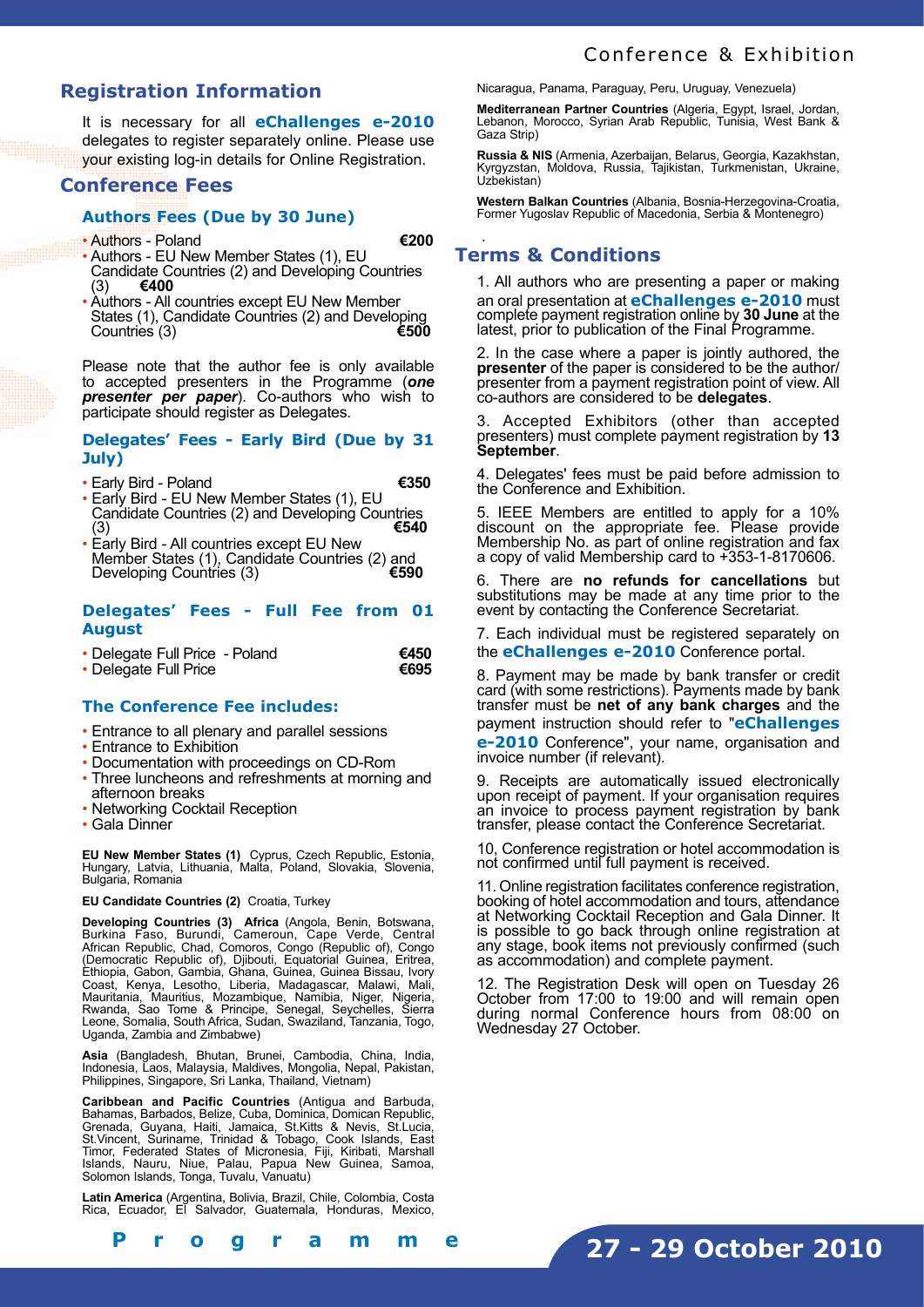## Registration Information

It is necessary for all **eChallenges e-2010** delegates to register separately online. Please use your existing log-in details for Online Registration.

## Conference Fees

### Authors Fees (Due by 30 June)

- Authors - Poland **€200**
- Authors - EU New Member States (1), EU Candidate Countries (2) and Developing Countries (3) **€400**
- Authors - All countries except EU New Member States (1), Candidate Countries (2) and Developing Countries (3) **€500**

Please note that the author fee is only available to accepted presenters in the Programme (***one presenter per paper***). Co-authors who wish to participate should register as Delegates.

### Delegates' Fees - Early Bird (Due by 31 July)

- Early Bird - Poland **€350**
- Early Bird - EU New Member States (1), EU Candidate Countries (2) and Developing Countries (3) **€540**
- Early Bird - All countries except EU New Member States (1), Candidate Countries (2) and Developing Countries (3) **€590**

### Delegates' Fees - Full Fee from 01 August

- Delegate Full Price - Poland **€450**
- Delegate Full Price **€695**

### The Conference Fee includes:

- Entrance to all plenary and parallel sessions
- Entrance to Exhibition
- Documentation with proceedings on CD-Rom
- Three luncheons and refreshments at morning and afternoon breaks
- Networking Cocktail Reception
- Gala Dinner

**EU New Member States (1)** Cyprus, Czech Republic, Estonia, Hungary, Latvia, Lithuania, Malta, Poland, Slovakia, Slovenia, Bulgaria, Romania

**EU Candidate Countries (2)** Croatia, Turkey

**Developing Countries (3)** **Africa** (Angola, Benin, Botswana, Burkina Faso, Burundi, Cameroun, Cape Verde, Central African Republic, Chad, Comoros, Congo (Republic of), Congo (Democratic Republic of), Djibouti, Equatorial Guinea, Eritrea, Ethiopia, Gabon, Gambia, Ghana, Guinea, Guinea Bissau, Ivory Coast, Kenya, Lesotho, Liberia, Madagascar, Malawi, Mali, Mauritania, Mauritius, Mozambique, Namibia, Niger, Nigeria, Rwanda, Sao Tome & Principe, Senegal, Seychelles, Sierra Leone, Somalia, South Africa, Sudan, Swaziland, Tanzania, Togo, Uganda, Zambia and Zimbabwe)

**Asia** (Bangladesh, Bhutan, Brunei, Cambodia, China, India, Indonesia, Laos, Malaysia, Maldives, Mongolia, Nepal, Pakistan, Philippines, Singapore, Sri Lanka, Thailand, Vietnam)

**Caribbean and Pacific Countries** (Antigua and Barbuda, Bahamas, Barbados, Belize, Cuba, Dominica, Domican Republic, Grenada, Guyana, Haiti, Jamaica, St.Kitts & Nevis, St.Lucia, St.Vincent, Suriname, Trinidad & Tobago, Cook Islands, East Timor, Federated States of Micronesia, Fiji, Kiribati, Marshall Islands, Nauru, Niue, Palau, Papua New Guinea, Samoa, Solomon Islands, Tonga, Tuvalu, Vanuatu)

**Latin America** (Argentina, Bolivia, Brazil, Chile, Colombia, Costa Rica, Ecuador, El Salvador, Guatemala, Honduras, Mexico, Nicaragua, Panama, Paraguay, Peru, Uruguay, Venezuela)

**Mediterranean Partner Countries** (Algeria, Egypt, Israel, Jordan, Lebanon, Morocco, Syrian Arab Republic, Tunisia, West Bank & Gaza Strip)

**Russia & NIS** (Armenia, Azerbaijan, Belarus, Georgia, Kazakhstan, Kyrgyzstan, Moldova, Russia, Tajikistan, Turkmenistan, Ukraine, Uzbekistan)

**Western Balkan Countries** (Albania, Bosnia-Herzegovina-Croatia, Former Yugoslav Republic of Macedonia, Serbia & Montenegro)

## Terms & Conditions

1. All authors who are presenting a paper or making an oral presentation at **eChallenges e-2010** must complete payment registration online by **30 June** at the latest, prior to publication of the Final Programme.

2. In the case where a paper is jointly authored, the **presenter** of the paper is considered to be the author/ presenter from a payment registration point of view. All co-authors are considered to be **delegates**.

3. Accepted Exhibitors (other than accepted presenters) must complete payment registration by **13 September**.

4. Delegates' fees must be paid before admission to the Conference and Exhibition.

5. IEEE Members are entitled to apply for a 10% discount on the appropriate fee. Please provide Membership No. as part of online registration and fax a copy of valid Membership card to +353-1-8170606.

6. There are **no refunds for cancellations** but substitutions may be made at any time prior to the event by contacting the Conference Secretariat.

7. Each individual must be registered separately on the **eChallenges e-2010** Conference portal.

8. Payment may be made by bank transfer or credit card (with some restrictions). Payments made by bank transfer must be **net of any bank charges** and the payment instruction should refer to "**eChallenges e-2010** Conference", your name, organisation and invoice number (if relevant).

9. Receipts are automatically issued electronically upon receipt of payment. If your organisation requires an invoice to process payment registration by bank transfer, please contact the Conference Secretariat.

10, Conference registration or hotel accommodation is not confirmed until full payment is received.

11. Online registration facilitates conference registration, booking of hotel accommodation and tours, attendance at Networking Cocktail Reception and Gala Dinner. It is possible to go back through online registration at any stage, book items not previously confirmed (such as accommodation) and complete payment.

12. The Registration Desk will open on Tuesday 26 October from 17:00 to 19:00 and will remain open during normal Conference hours from 08:00 on Wednesday 27 October.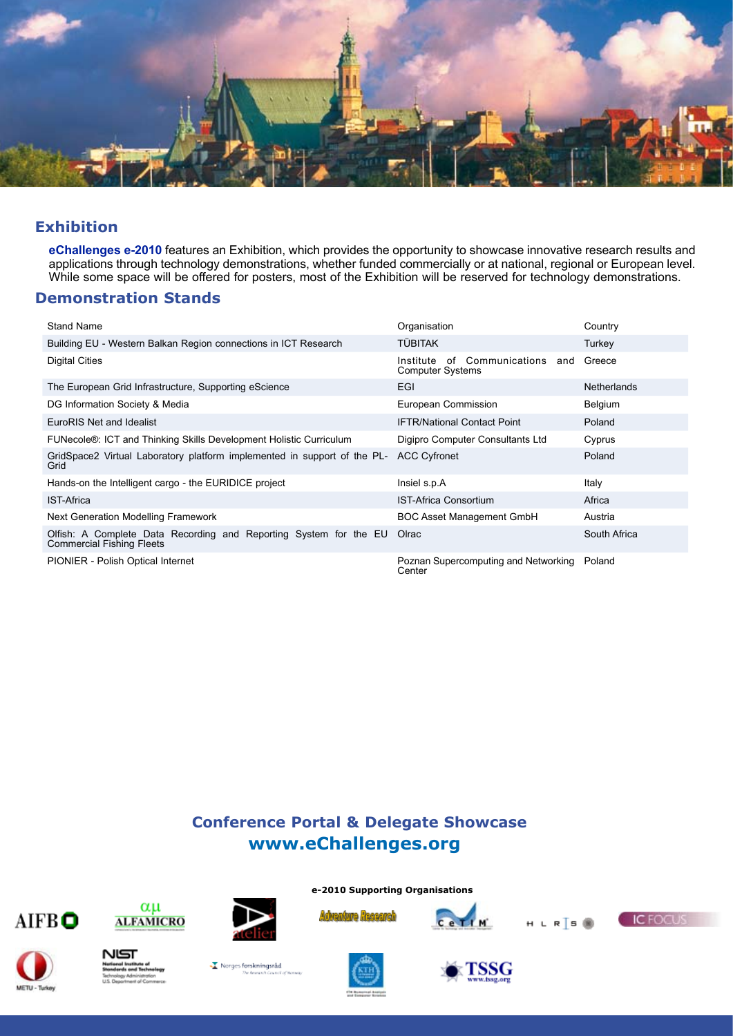## Exhibition

**eChallenges e-2010** features an Exhibition, which provides the opportunity to showcase innovative research results and applications through technology demonstrations, whether funded commercially or at national, regional or European level. While some space will be offered for posters, most of the Exhibition will be reserved for technology demonstrations.

## Demonstration Stands

| Stand Name | Organisation | Country |
|---|---|---|
| Building EU - Western Balkan Region connections in ICT Research | TÜBITAK | Turkey |
| Digital Cities | Institute of Communications and Computer Systems | Greece |
| The European Grid Infrastructure, Supporting eScience | EGI | Netherlands |
| DG Information Society & Media | European Commission | Belgium |
| EuroRIS Net and Idealist | IFTR/National Contact Point | Poland |
| FUNecole®: ICT and Thinking Skills Development Holistic Curriculum | Digipro Computer Consultants Ltd | Cyprus |
| GridSpace2 Virtual Laboratory platform implemented in support of the PL-Grid | ACC Cyfronet | Poland |
| Hands-on the Intelligent cargo - the EURIDICE project | Insiel s.p.A | Italy |
| IST-Africa | IST-Africa Consortium | Africa |
| Next Generation Modelling Framework | BOC Asset Management GmbH | Austria |
| Olfish: A Complete Data Recording and Reporting System for the EU Commercial Fishing Fleets | Olrac | South Africa |
| PIONIER - Polish Optical Internet | Poznan Supercomputing and Networking Center | Poland |

## Conference Portal & Delegate Showcase
## www.eChallenges.org

**e-2010 Supporting Organisations**

AIFB ALFAMICRO atelier Adventure Research CeTIM HLRS IC FOCUS METU - Turkey NIST National Institute of Standards and Technology Technology Administration U.S. Department of Commerce Norges forskningsråd KTH TSSG www.tssg.org